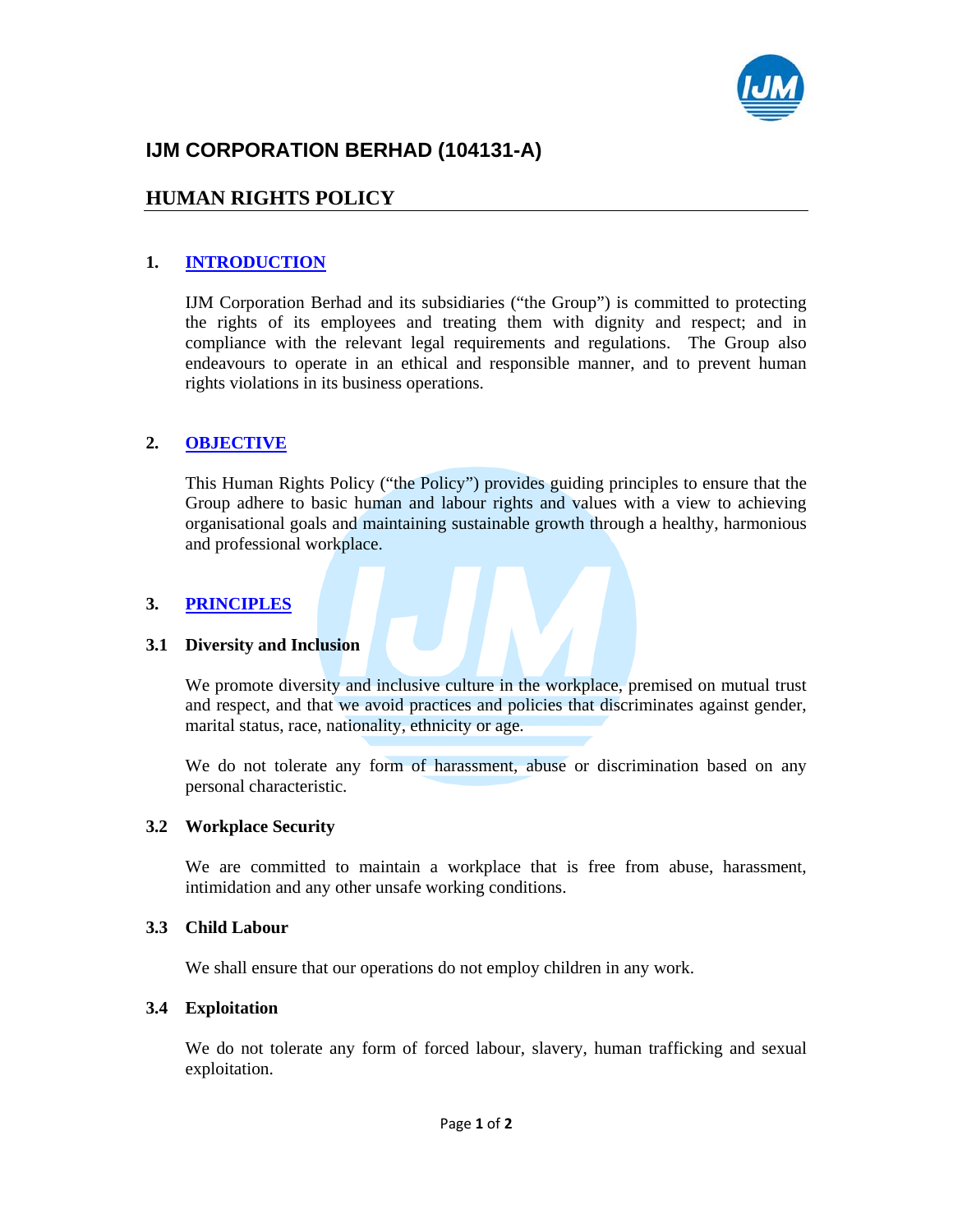# IJM CORPORATION BERHAD (104131-A)

## HUMAN RIGHTS POLICY

### 1. INTRODUCTION

IJM Corporation Berhad and its subsidiaries ("the Group") is committed to protecting the rights of its employees and treating them with dignity and respect; and in compliance with the relevant legal requirements and regulations. The Group also endeavours to operate in an ethical and responsible manner, and to prevent human rights violations in its business operations.

### 2. OBJECTIVE

This Human Rights Policy ("the Policy") provides guiding principles to ensure that the Group adhere to basic human and labour rights and values with a view to achieving organisational goals and maintaining sustainable growth through a healthy, harmonious and professional workplace.

### 3. PRINCIPLES

#### 3.1 Diversity and Inclusion

We promote diversity and inclusive culture in the workplace, premised on mutual trust and respect, and that we avoid practices and policies that discriminates against gender, marital status, race, nationality, ethnicity or age.

We do not tolerate any form of harassment, abuse or discrimination based on any personal characteristic.

#### 3.2 Workplace Security

We are committed to maintain a workplace that is free from abuse, harassment, intimidation and any other unsafe working conditions.

#### 3.3 Child Labour

We shall ensure that our operations do not employ children in any work.

#### 3.4 Exploitation

We do not tolerate any form of forced labour, slavery, human trafficking and sexual exploitation.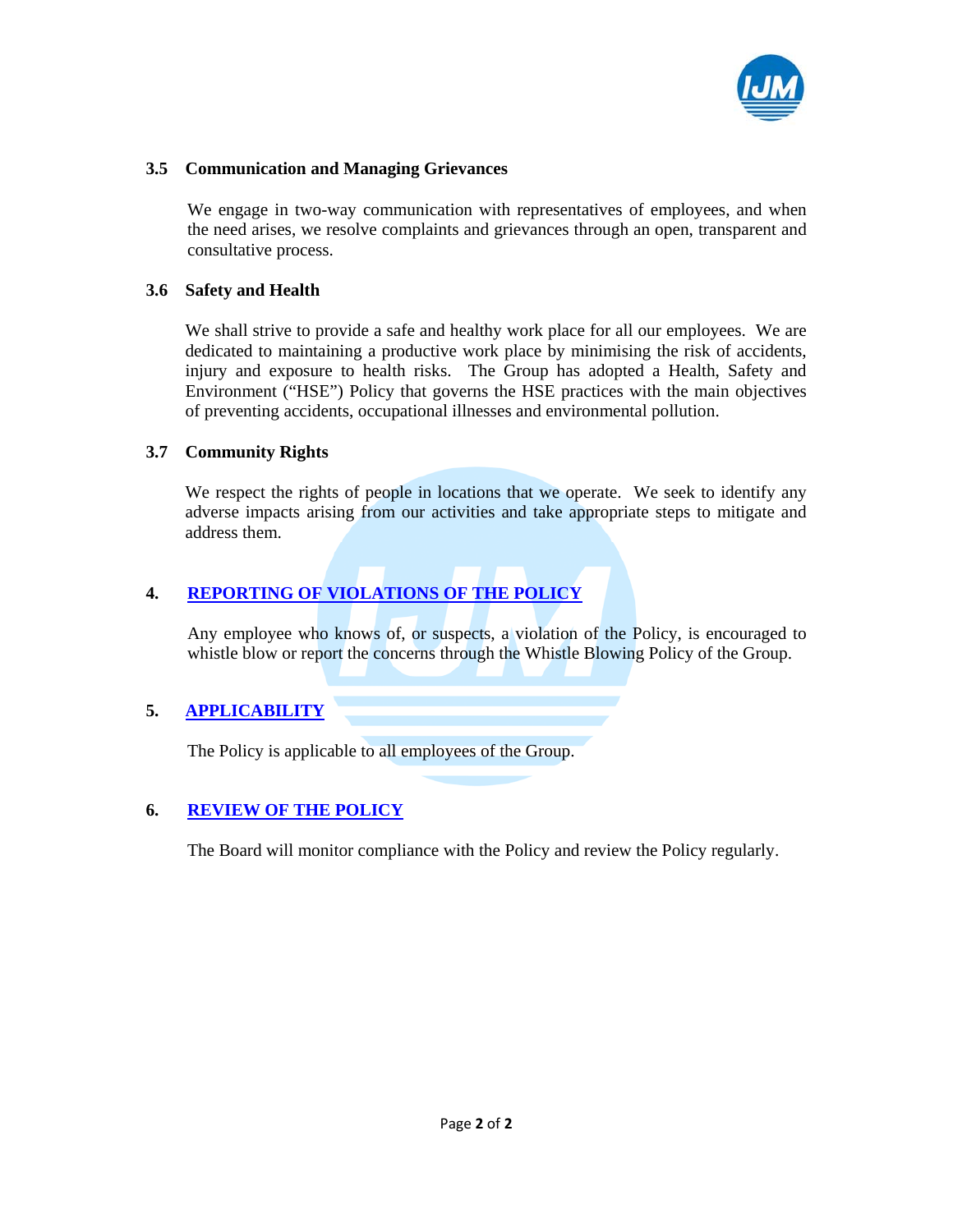### 3.5 Communication and Managing Grievances

We engage in two-way communication with representatives of employees, and when the need arises, we resolve complaints and grievances through an open, transparent and consultative process.

### 3.6 Safety and Health

We shall strive to provide a safe and healthy work place for all our employees. We are dedicated to maintaining a productive work place by minimising the risk of accidents, injury and exposure to health risks. The Group has adopted a Health, Safety and Environment ("HSE") Policy that governs the HSE practices with the main objectives of preventing accidents, occupational illnesses and environmental pollution.

### 3.7 Community Rights

We respect the rights of people in locations that we operate. We seek to identify any adverse impacts arising from our activities and take appropriate steps to mitigate and address them.

## 4. REPORTING OF VIOLATIONS OF THE POLICY

Any employee who knows of, or suspects, a violation of the Policy, is encouraged to whistle blow or report the concerns through the Whistle Blowing Policy of the Group.

## 5. APPLICABILITY

The Policy is applicable to all employees of the Group.

## 6. REVIEW OF THE POLICY

The Board will monitor compliance with the Policy and review the Policy regularly.